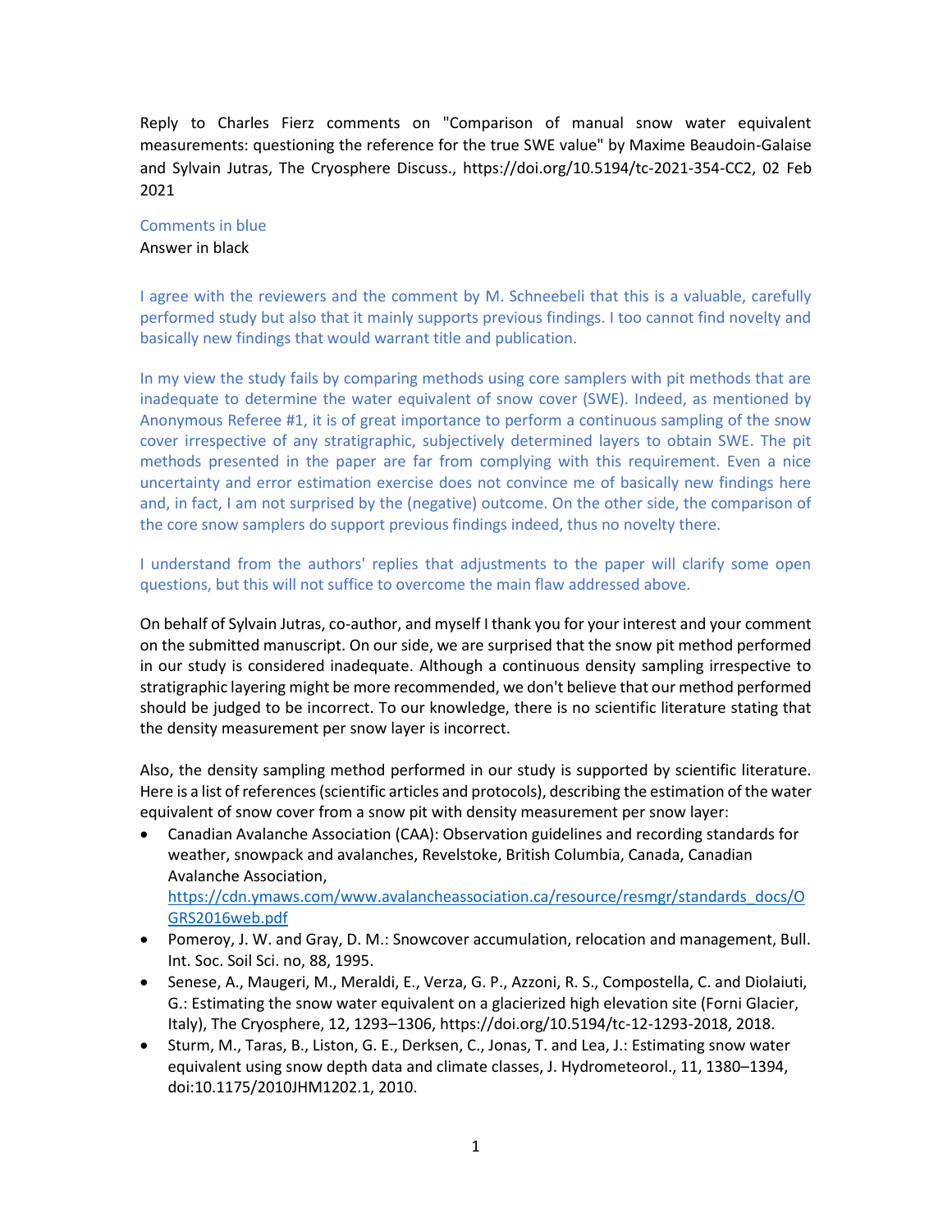Reply to Charles Fierz comments on "Comparison of manual snow water equivalent measurements: questioning the reference for the true SWE value" by Maxime Beaudoin-Galaise and Sylvain Jutras, The Cryosphere Discuss., https://doi.org/10.5194/tc-2021-354-CC2, 02 Feb 2021

Comments in blue
Answer in black

I agree with the reviewers and the comment by M. Schneebeli that this is a valuable, carefully performed study but also that it mainly supports previous findings. I too cannot find novelty and basically new findings that would warrant title and publication.

In my view the study fails by comparing methods using core samplers with pit methods that are inadequate to determine the water equivalent of snow cover (SWE). Indeed, as mentioned by Anonymous Referee #1, it is of great importance to perform a continuous sampling of the snow cover irrespective of any stratigraphic, subjectively determined layers to obtain SWE. The pit methods presented in the paper are far from complying with this requirement. Even a nice uncertainty and error estimation exercise does not convince me of basically new findings here and, in fact, I am not surprised by the (negative) outcome. On the other side, the comparison of the core snow samplers do support previous findings indeed, thus no novelty there.

I understand from the authors' replies that adjustments to the paper will clarify some open questions, but this will not suffice to overcome the main flaw addressed above.

On behalf of Sylvain Jutras, co-author, and myself I thank you for your interest and your comment on the submitted manuscript. On our side, we are surprised that the snow pit method performed in our study is considered inadequate. Although a continuous density sampling irrespective to stratigraphic layering might be more recommended, we don't believe that our method performed should be judged to be incorrect. To our knowledge, there is no scientific literature stating that the density measurement per snow layer is incorrect.

Also, the density sampling method performed in our study is supported by scientific literature. Here is a list of references (scientific articles and protocols), describing the estimation of the water equivalent of snow cover from a snow pit with density measurement per snow layer:

- Canadian Avalanche Association (CAA): Observation guidelines and recording standards for weather, snowpack and avalanches, Revelstoke, British Columbia, Canada, Canadian Avalanche Association, https://cdn.ymaws.com/www.avalancheassociation.ca/resource/resmgr/standards_docs/OGRS2016web.pdf
- Pomeroy, J. W. and Gray, D. M.: Snowcover accumulation, relocation and management, Bull. Int. Soc. Soil Sci. no, 88, 1995.
- Senese, A., Maugeri, M., Meraldi, E., Verza, G. P., Azzoni, R. S., Compostella, C. and Diolaiuti, G.: Estimating the snow water equivalent on a glacierized high elevation site (Forni Glacier, Italy), The Cryosphere, 12, 1293–1306, https://doi.org/10.5194/tc-12-1293-2018, 2018.
- Sturm, M., Taras, B., Liston, G. E., Derksen, C., Jonas, T. and Lea, J.: Estimating snow water equivalent using snow depth data and climate classes, J. Hydrometeorol., 11, 1380–1394, doi:10.1175/2010JHM1202.1, 2010.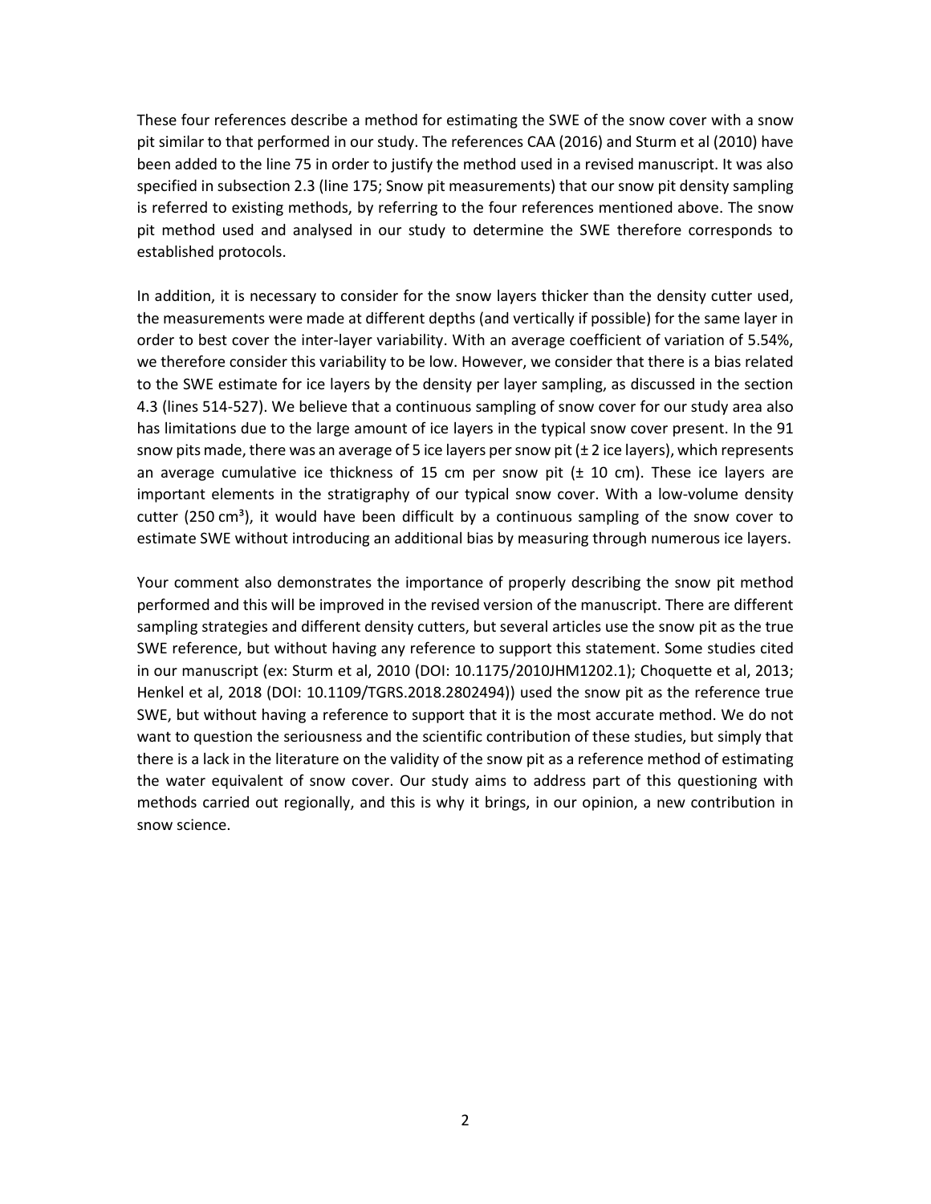These four references describe a method for estimating the SWE of the snow cover with a snow pit similar to that performed in our study. The references CAA (2016) and Sturm et al (2010) have been added to the line 75 in order to justify the method used in a revised manuscript. It was also specified in subsection 2.3 (line 175; Snow pit measurements) that our snow pit density sampling is referred to existing methods, by referring to the four references mentioned above. The snow pit method used and analysed in our study to determine the SWE therefore corresponds to established protocols.

In addition, it is necessary to consider for the snow layers thicker than the density cutter used, the measurements were made at different depths (and vertically if possible) for the same layer in order to best cover the inter-layer variability. With an average coefficient of variation of 5.54%, we therefore consider this variability to be low. However, we consider that there is a bias related to the SWE estimate for ice layers by the density per layer sampling, as discussed in the section 4.3 (lines 514-527). We believe that a continuous sampling of snow cover for our study area also has limitations due to the large amount of ice layers in the typical snow cover present. In the 91 snow pits made, there was an average of 5 ice layers per snow pit (± 2 ice layers), which represents an average cumulative ice thickness of 15 cm per snow pit (± 10 cm). These ice layers are important elements in the stratigraphy of our typical snow cover. With a low-volume density cutter (250 cm³), it would have been difficult by a continuous sampling of the snow cover to estimate SWE without introducing an additional bias by measuring through numerous ice layers.

Your comment also demonstrates the importance of properly describing the snow pit method performed and this will be improved in the revised version of the manuscript. There are different sampling strategies and different density cutters, but several articles use the snow pit as the true SWE reference, but without having any reference to support this statement. Some studies cited in our manuscript (ex: Sturm et al, 2010 (DOI: 10.1175/2010JHM1202.1); Choquette et al, 2013; Henkel et al, 2018 (DOI: 10.1109/TGRS.2018.2802494)) used the snow pit as the reference true SWE, but without having a reference to support that it is the most accurate method. We do not want to question the seriousness and the scientific contribution of these studies, but simply that there is a lack in the literature on the validity of the snow pit as a reference method of estimating the water equivalent of snow cover. Our study aims to address part of this questioning with methods carried out regionally, and this is why it brings, in our opinion, a new contribution in snow science.